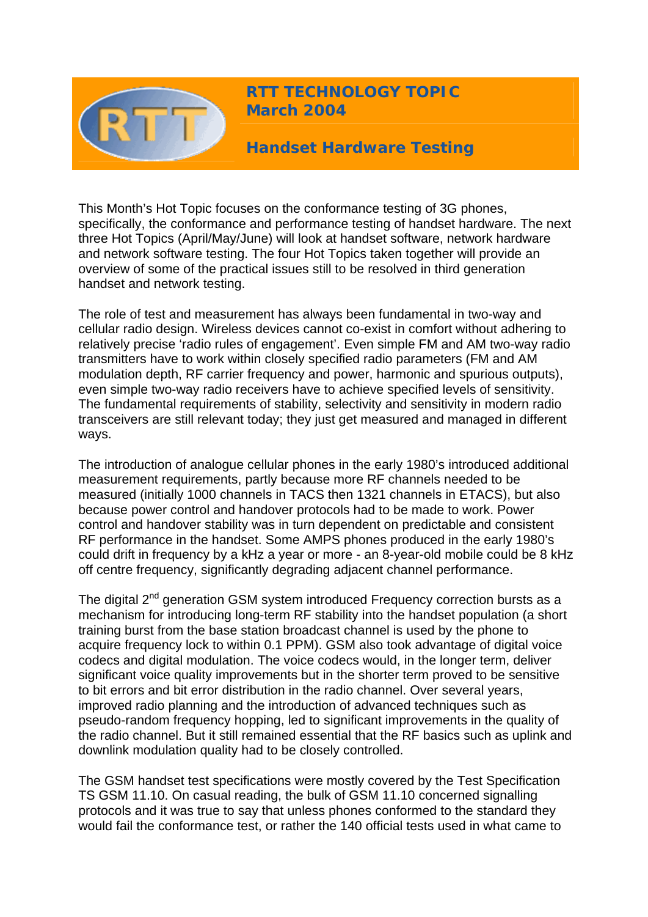# RTT TECHNOLOGY TOPIC
## March 2004

## Handset Hardware Testing

This Month's Hot Topic focuses on the conformance testing of 3G phones, specifically, the conformance and performance testing of handset hardware. The next three Hot Topics (April/May/June) will look at handset software, network hardware and network software testing. The four Hot Topics taken together will provide an overview of some of the practical issues still to be resolved in third generation handset and network testing.

The role of test and measurement has always been fundamental in two-way and cellular radio design. Wireless devices cannot co-exist in comfort without adhering to relatively precise 'radio rules of engagement'. Even simple FM and AM two-way radio transmitters have to work within closely specified radio parameters (FM and AM modulation depth, RF carrier frequency and power, harmonic and spurious outputs), even simple two-way radio receivers have to achieve specified levels of sensitivity. The fundamental requirements of stability, selectivity and sensitivity in modern radio transceivers are still relevant today; they just get measured and managed in different ways.

The introduction of analogue cellular phones in the early 1980's introduced additional measurement requirements, partly because more RF channels needed to be measured (initially 1000 channels in TACS then 1321 channels in ETACS), but also because power control and handover protocols had to be made to work. Power control and handover stability was in turn dependent on predictable and consistent RF performance in the handset. Some AMPS phones produced in the early 1980's could drift in frequency by a kHz a year or more - an 8-year-old mobile could be 8 kHz off centre frequency, significantly degrading adjacent channel performance.

The digital 2nd generation GSM system introduced Frequency correction bursts as a mechanism for introducing long-term RF stability into the handset population (a short training burst from the base station broadcast channel is used by the phone to acquire frequency lock to within 0.1 PPM). GSM also took advantage of digital voice codecs and digital modulation. The voice codecs would, in the longer term, deliver significant voice quality improvements but in the shorter term proved to be sensitive to bit errors and bit error distribution in the radio channel. Over several years, improved radio planning and the introduction of advanced techniques such as pseudo-random frequency hopping, led to significant improvements in the quality of the radio channel. But it still remained essential that the RF basics such as uplink and downlink modulation quality had to be closely controlled.

The GSM handset test specifications were mostly covered by the Test Specification TS GSM 11.10. On casual reading, the bulk of GSM 11.10 concerned signalling protocols and it was true to say that unless phones conformed to the standard they would fail the conformance test, or rather the 140 official tests used in what came to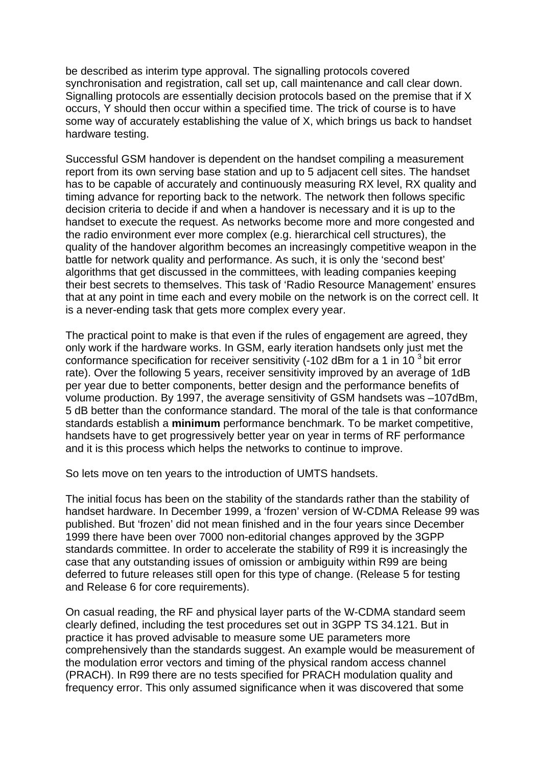be described as interim type approval. The signalling protocols covered synchronisation and registration, call set up, call maintenance and call clear down. Signalling protocols are essentially decision protocols based on the premise that if X occurs, Y should then occur within a specified time. The trick of course is to have some way of accurately establishing the value of X, which brings us back to handset hardware testing.

Successful GSM handover is dependent on the handset compiling a measurement report from its own serving base station and up to 5 adjacent cell sites. The handset has to be capable of accurately and continuously measuring RX level, RX quality and timing advance for reporting back to the network. The network then follows specific decision criteria to decide if and when a handover is necessary and it is up to the handset to execute the request. As networks become more and more congested and the radio environment ever more complex (e.g. hierarchical cell structures), the quality of the handover algorithm becomes an increasingly competitive weapon in the battle for network quality and performance. As such, it is only the 'second best' algorithms that get discussed in the committees, with leading companies keeping their best secrets to themselves. This task of 'Radio Resource Management' ensures that at any point in time each and every mobile on the network is on the correct cell. It is a never-ending task that gets more complex every year.

The practical point to make is that even if the rules of engagement are agreed, they only work if the hardware works. In GSM, early iteration handsets only just met the conformance specification for receiver sensitivity (-102 dBm for a 1 in $10^3$ bit error rate). Over the following 5 years, receiver sensitivity improved by an average of 1dB per year due to better components, better design and the performance benefits of volume production. By 1997, the average sensitivity of GSM handsets was –107dBm, 5 dB better than the conformance standard. The moral of the tale is that conformance standards establish a **minimum** performance benchmark. To be market competitive, handsets have to get progressively better year on year in terms of RF performance and it is this process which helps the networks to continue to improve.

So lets move on ten years to the introduction of UMTS handsets.

The initial focus has been on the stability of the standards rather than the stability of handset hardware. In December 1999, a 'frozen' version of W-CDMA Release 99 was published. But 'frozen' did not mean finished and in the four years since December 1999 there have been over 7000 non-editorial changes approved by the 3GPP standards committee. In order to accelerate the stability of R99 it is increasingly the case that any outstanding issues of omission or ambiguity within R99 are being deferred to future releases still open for this type of change. (Release 5 for testing and Release 6 for core requirements).

On casual reading, the RF and physical layer parts of the W-CDMA standard seem clearly defined, including the test procedures set out in 3GPP TS 34.121. But in practice it has proved advisable to measure some UE parameters more comprehensively than the standards suggest. An example would be measurement of the modulation error vectors and timing of the physical random access channel (PRACH). In R99 there are no tests specified for PRACH modulation quality and frequency error. This only assumed significance when it was discovered that some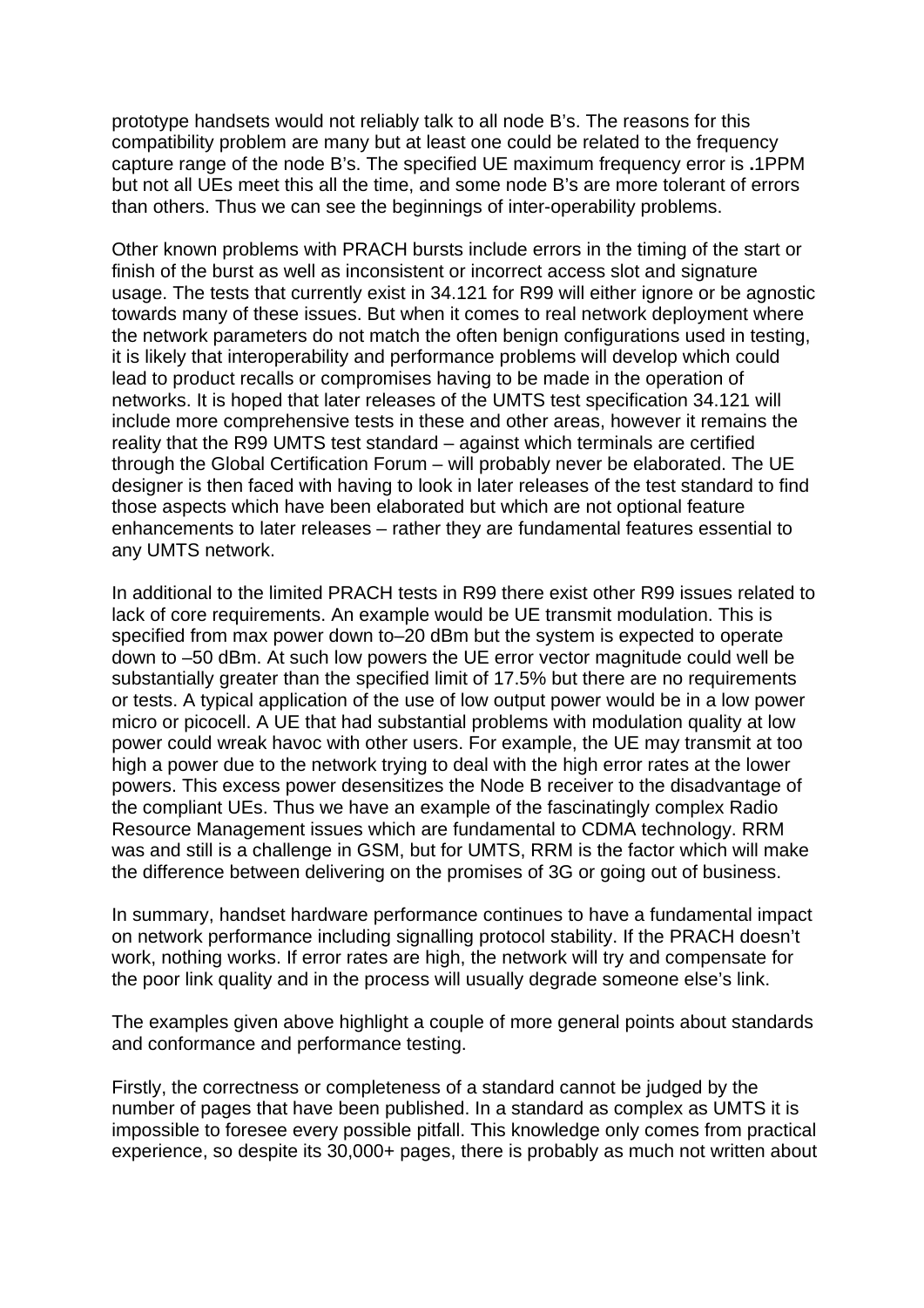prototype handsets would not reliably talk to all node B's. The reasons for this compatibility problem are many but at least one could be related to the frequency capture range of the node B's. The specified UE maximum frequency error is **.**1PPM but not all UEs meet this all the time, and some node B's are more tolerant of errors than others. Thus we can see the beginnings of inter-operability problems.

Other known problems with PRACH bursts include errors in the timing of the start or finish of the burst as well as inconsistent or incorrect access slot and signature usage. The tests that currently exist in 34.121 for R99 will either ignore or be agnostic towards many of these issues. But when it comes to real network deployment where the network parameters do not match the often benign configurations used in testing, it is likely that interoperability and performance problems will develop which could lead to product recalls or compromises having to be made in the operation of networks. It is hoped that later releases of the UMTS test specification 34.121 will include more comprehensive tests in these and other areas, however it remains the reality that the R99 UMTS test standard – against which terminals are certified through the Global Certification Forum – will probably never be elaborated. The UE designer is then faced with having to look in later releases of the test standard to find those aspects which have been elaborated but which are not optional feature enhancements to later releases – rather they are fundamental features essential to any UMTS network.

In additional to the limited PRACH tests in R99 there exist other R99 issues related to lack of core requirements. An example would be UE transmit modulation. This is specified from max power down to–20 dBm but the system is expected to operate down to –50 dBm. At such low powers the UE error vector magnitude could well be substantially greater than the specified limit of 17.5% but there are no requirements or tests. A typical application of the use of low output power would be in a low power micro or picocell. A UE that had substantial problems with modulation quality at low power could wreak havoc with other users. For example, the UE may transmit at too high a power due to the network trying to deal with the high error rates at the lower powers. This excess power desensitizes the Node B receiver to the disadvantage of the compliant UEs. Thus we have an example of the fascinatingly complex Radio Resource Management issues which are fundamental to CDMA technology. RRM was and still is a challenge in GSM, but for UMTS, RRM is the factor which will make the difference between delivering on the promises of 3G or going out of business.

In summary, handset hardware performance continues to have a fundamental impact on network performance including signalling protocol stability. If the PRACH doesn't work, nothing works. If error rates are high, the network will try and compensate for the poor link quality and in the process will usually degrade someone else's link.

The examples given above highlight a couple of more general points about standards and conformance and performance testing.

Firstly, the correctness or completeness of a standard cannot be judged by the number of pages that have been published. In a standard as complex as UMTS it is impossible to foresee every possible pitfall. This knowledge only comes from practical experience, so despite its 30,000+ pages, there is probably as much not written about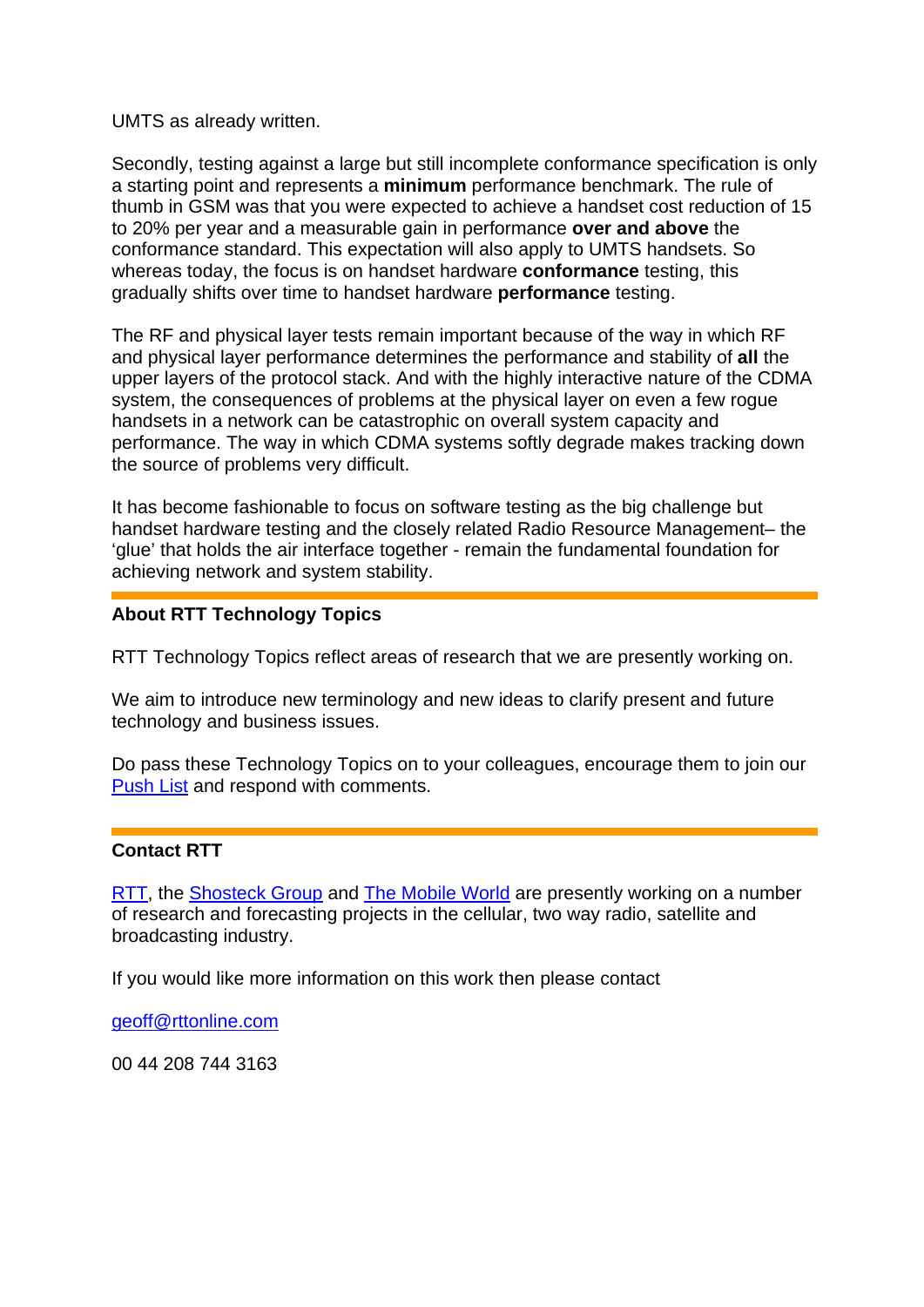UMTS as already written.

Secondly, testing against a large but still incomplete conformance specification is only a starting point and represents a **minimum** performance benchmark. The rule of thumb in GSM was that you were expected to achieve a handset cost reduction of 15 to 20% per year and a measurable gain in performance **over and above** the conformance standard. This expectation will also apply to UMTS handsets. So whereas today, the focus is on handset hardware **conformance** testing, this gradually shifts over time to handset hardware **performance** testing.

The RF and physical layer tests remain important because of the way in which RF and physical layer performance determines the performance and stability of **all** the upper layers of the protocol stack. And with the highly interactive nature of the CDMA system, the consequences of problems at the physical layer on even a few rogue handsets in a network can be catastrophic on overall system capacity and performance. The way in which CDMA systems softly degrade makes tracking down the source of problems very difficult.

It has become fashionable to focus on software testing as the big challenge but handset hardware testing and the closely related Radio Resource Management– the 'glue' that holds the air interface together - remain the fundamental foundation for achieving network and system stability.

---

**About RTT Technology Topics**

RTT Technology Topics reflect areas of research that we are presently working on.

We aim to introduce new terminology and new ideas to clarify present and future technology and business issues.

Do pass these Technology Topics on to your colleagues, encourage them to join our Push List and respond with comments.

---

**Contact RTT**

RTT, the Shosteck Group and The Mobile World are presently working on a number of research and forecasting projects in the cellular, two way radio, satellite and broadcasting industry.

If you would like more information on this work then please contact

geoff@rttonline.com

00 44 208 744 3163